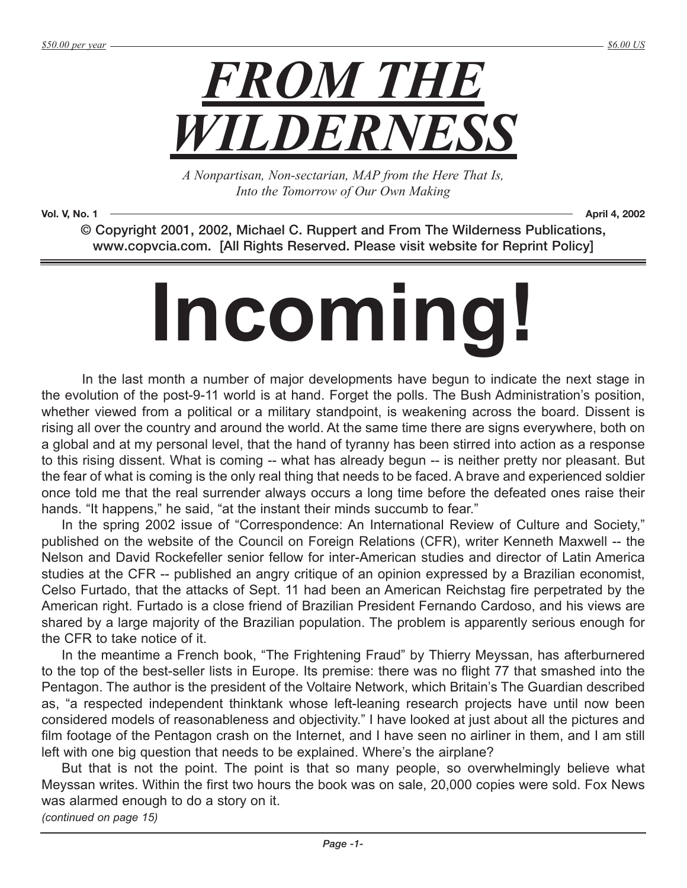$50.00 per year — $6.00 US

# FROM THE WILDERNESS

*A Nonpartisan, Non-sectarian, MAP from the Here That Is, Into the Tomorrow of Our Own Making*

**Vol. V, No. 1** — **April 4, 2002**

**© Copyright 2001, 2002, Michael C. Ruppert and From The Wilderness Publications, www.copvcia.com. [All Rights Reserved. Please visit website for Reprint Policy]**

# Incoming!

In the last month a number of major developments have begun to indicate the next stage in the evolution of the post-9-11 world is at hand. Forget the polls. The Bush Administration's position, whether viewed from a political or a military standpoint, is weakening across the board. Dissent is rising all over the country and around the world. At the same time there are signs everywhere, both on a global and at my personal level, that the hand of tyranny has been stirred into action as a response to this rising dissent. What is coming -- what has already begun -- is neither pretty nor pleasant. But the fear of what is coming is the only real thing that needs to be faced. A brave and experienced soldier once told me that the real surrender always occurs a long time before the defeated ones raise their hands. "It happens," he said, "at the instant their minds succumb to fear."

In the spring 2002 issue of "Correspondence: An International Review of Culture and Society," published on the website of the Council on Foreign Relations (CFR), writer Kenneth Maxwell -- the Nelson and David Rockefeller senior fellow for inter-American studies and director of Latin America studies at the CFR -- published an angry critique of an opinion expressed by a Brazilian economist, Celso Furtado, that the attacks of Sept. 11 had been an American Reichstag fire perpetrated by the American right. Furtado is a close friend of Brazilian President Fernando Cardoso, and his views are shared by a large majority of the Brazilian population. The problem is apparently serious enough for the CFR to take notice of it.

In the meantime a French book, "The Frightening Fraud" by Thierry Meyssan, has afterburnered to the top of the best-seller lists in Europe. Its premise: there was no flight 77 that smashed into the Pentagon. The author is the president of the Voltaire Network, which Britain's The Guardian described as, "a respected independent thinktank whose left-leaning research projects have until now been considered models of reasonableness and objectivity." I have looked at just about all the pictures and film footage of the Pentagon crash on the Internet, and I have seen no airliner in them, and I am still left with one big question that needs to be explained. Where's the airplane?

But that is not the point. The point is that so many people, so overwhelmingly believe what Meyssan writes. Within the first two hours the book was on sale, 20,000 copies were sold. Fox News was alarmed enough to do a story on it.

*(continued on page 15)*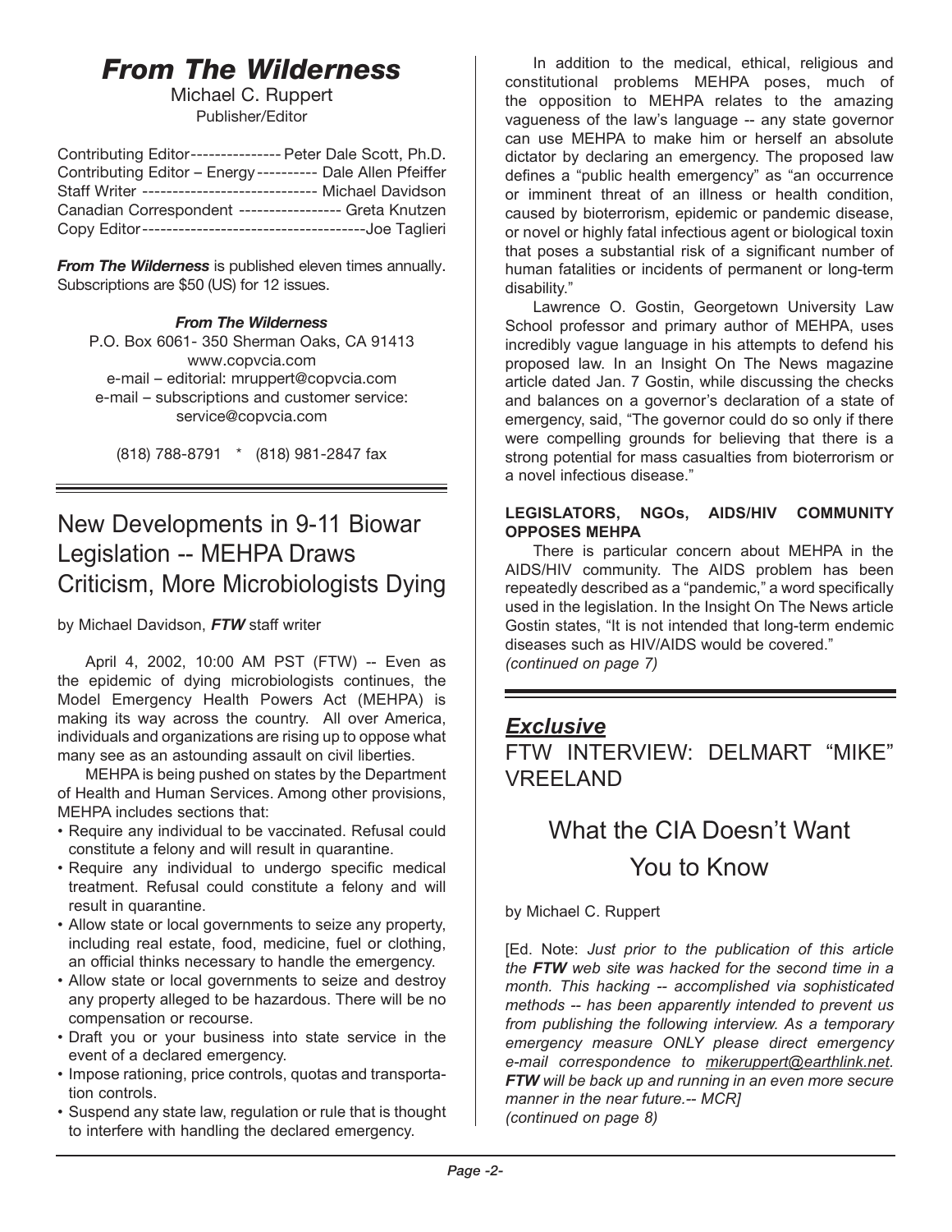# *From The Wilderness*

Michael C. Ruppert
Publisher/Editor

Contributing Editor--------------- Peter Dale Scott, Ph.D.
Contributing Editor – Energy---------- Dale Allen Pfeiffer
Staff Writer ----------------------------- Michael Davidson
Canadian Correspondent ----------------- Greta Knutzen
Copy Editor-------------------------------------Joe Taglieri

***From The Wilderness*** is published eleven times annually. Subscriptions are $50 (US) for 12 issues.

***From The Wilderness***
P.O. Box 6061- 350 Sherman Oaks, CA 91413
www.copvcia.com
e-mail – editorial: mruppert@copvcia.com
e-mail – subscriptions and customer service: service@copvcia.com

(818) 788-8791 * (818) 981-2847 fax

## New Developments in 9-11 Biowar Legislation -- MEHPA Draws Criticism, More Microbiologists Dying

by Michael Davidson, ***FTW*** staff writer

April 4, 2002, 10:00 AM PST (FTW) -- Even as the epidemic of dying microbiologists continues, the Model Emergency Health Powers Act (MEHPA) is making its way across the country. All over America, individuals and organizations are rising up to oppose what many see as an astounding assault on civil liberties.

MEHPA is being pushed on states by the Department of Health and Human Services. Among other provisions, MEHPA includes sections that:

- Require any individual to be vaccinated. Refusal could constitute a felony and will result in quarantine.
- Require any individual to undergo specific medical treatment. Refusal could constitute a felony and will result in quarantine.
- Allow state or local governments to seize any property, including real estate, food, medicine, fuel or clothing, an official thinks necessary to handle the emergency.
- Allow state or local governments to seize and destroy any property alleged to be hazardous. There will be no compensation or recourse.
- Draft you or your business into state service in the event of a declared emergency.
- Impose rationing, price controls, quotas and transportation controls.
- Suspend any state law, regulation or rule that is thought to interfere with handling the declared emergency.

In addition to the medical, ethical, religious and constitutional problems MEHPA poses, much of the opposition to MEHPA relates to the amazing vagueness of the law's language -- any state governor can use MEHPA to make him or herself an absolute dictator by declaring an emergency. The proposed law defines a "public health emergency" as "an occurrence or imminent threat of an illness or health condition, caused by bioterrorism, epidemic or pandemic disease, or novel or highly fatal infectious agent or biological toxin that poses a substantial risk of a significant number of human fatalities or incidents of permanent or long-term disability."

Lawrence O. Gostin, Georgetown University Law School professor and primary author of MEHPA, uses incredibly vague language in his attempts to defend his proposed law. In an Insight On The News magazine article dated Jan. 7 Gostin, while discussing the checks and balances on a governor's declaration of a state of emergency, said, "The governor could do so only if there were compelling grounds for believing that there is a strong potential for mass casualties from bioterrorism or a novel infectious disease."

**LEGISLATORS, NGOs, AIDS/HIV COMMUNITY OPPOSES MEHPA**

There is particular concern about MEHPA in the AIDS/HIV community. The AIDS problem has been repeatedly described as a "pandemic," a word specifically used in the legislation. In the Insight On The News article Gostin states, "It is not intended that long-term endemic diseases such as HIV/AIDS would be covered."
*(continued on page 7)*

## *Exclusive*
## FTW INTERVIEW: DELMART "MIKE" VREELAND

## What the CIA Doesn't Want You to Know

by Michael C. Ruppert

[Ed. Note: *Just prior to the publication of this article the **FTW** web site was hacked for the second time in a month. This hacking -- accomplished via sophisticated methods -- has been apparently intended to prevent us from publishing the following interview. As a temporary emergency measure ONLY please direct emergency e-mail correspondence to mikeruppert@earthlink.net. **FTW** will be back up and running in an even more secure manner in the near future.-- MCR]*
*(continued on page 8)*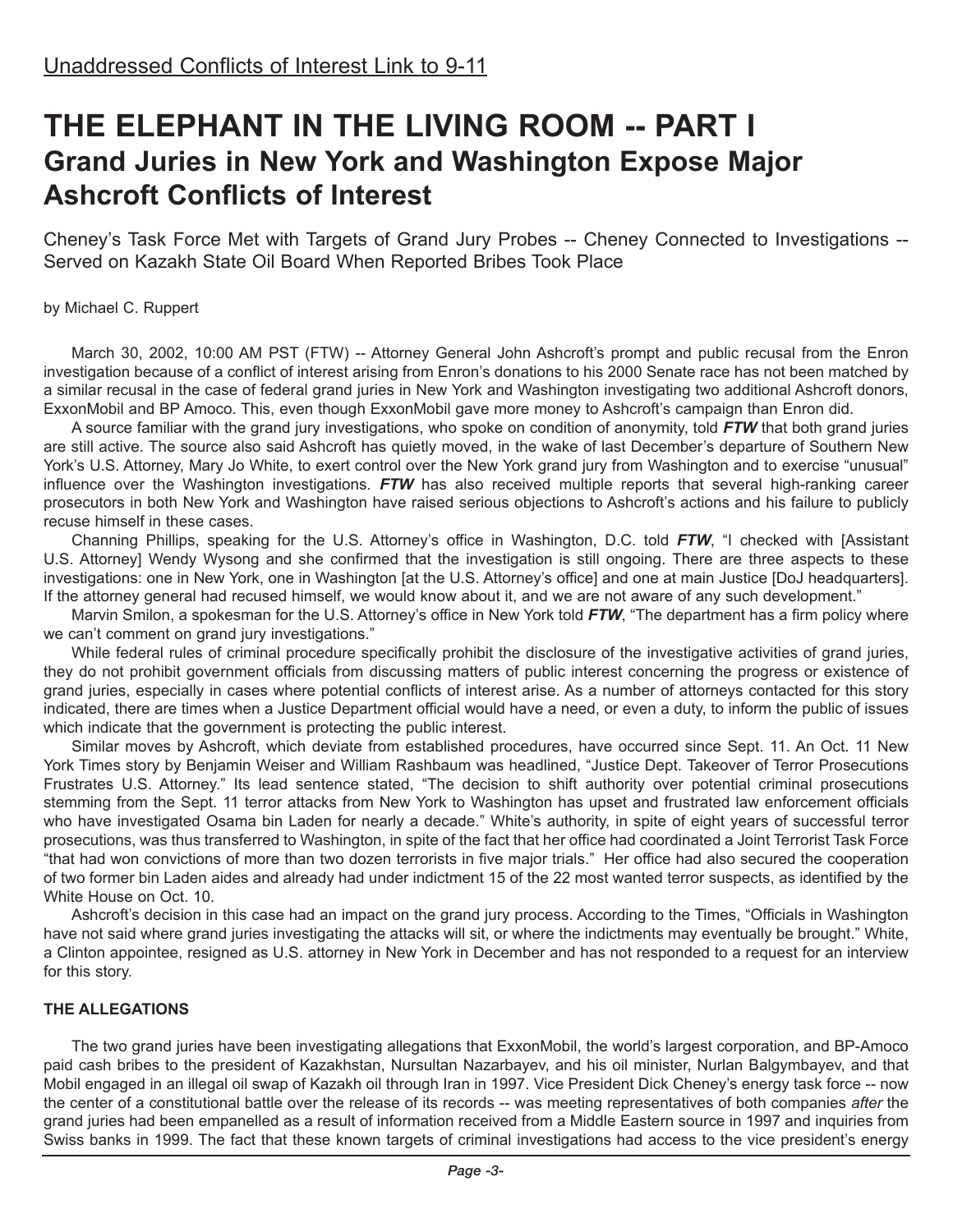Unaddressed Conflicts of Interest Link to 9-11

# THE ELEPHANT IN THE LIVING ROOM -- PART I
## Grand Juries in New York and Washington Expose Major Ashcroft Conflicts of Interest

Cheney's Task Force Met with Targets of Grand Jury Probes -- Cheney Connected to Investigations -- Served on Kazakh State Oil Board When Reported Bribes Took Place

by Michael C. Ruppert

March 30, 2002, 10:00 AM PST (FTW) -- Attorney General John Ashcroft's prompt and public recusal from the Enron investigation because of a conflict of interest arising from Enron's donations to his 2000 Senate race has not been matched by a similar recusal in the case of federal grand juries in New York and Washington investigating two additional Ashcroft donors, ExxonMobil and BP Amoco. This, even though ExxonMobil gave more money to Ashcroft's campaign than Enron did.

A source familiar with the grand jury investigations, who spoke on condition of anonymity, told ***FTW*** that both grand juries are still active. The source also said Ashcroft has quietly moved, in the wake of last December's departure of Southern New York's U.S. Attorney, Mary Jo White, to exert control over the New York grand jury from Washington and to exercise "unusual" influence over the Washington investigations. ***FTW*** has also received multiple reports that several high-ranking career prosecutors in both New York and Washington have raised serious objections to Ashcroft's actions and his failure to publicly recuse himself in these cases.

Channing Phillips, speaking for the U.S. Attorney's office in Washington, D.C. told ***FTW***, "I checked with [Assistant U.S. Attorney] Wendy Wysong and she confirmed that the investigation is still ongoing. There are three aspects to these investigations: one in New York, one in Washington [at the U.S. Attorney's office] and one at main Justice [DoJ headquarters]. If the attorney general had recused himself, we would know about it, and we are not aware of any such development."

Marvin Smilon, a spokesman for the U.S. Attorney's office in New York told ***FTW***, "The department has a firm policy where we can't comment on grand jury investigations."

While federal rules of criminal procedure specifically prohibit the disclosure of the investigative activities of grand juries, they do not prohibit government officials from discussing matters of public interest concerning the progress or existence of grand juries, especially in cases where potential conflicts of interest arise. As a number of attorneys contacted for this story indicated, there are times when a Justice Department official would have a need, or even a duty, to inform the public of issues which indicate that the government is protecting the public interest.

Similar moves by Ashcroft, which deviate from established procedures, have occurred since Sept. 11. An Oct. 11 New York Times story by Benjamin Weiser and William Rashbaum was headlined, "Justice Dept. Takeover of Terror Prosecutions Frustrates U.S. Attorney." Its lead sentence stated, "The decision to shift authority over potential criminal prosecutions stemming from the Sept. 11 terror attacks from New York to Washington has upset and frustrated law enforcement officials who have investigated Osama bin Laden for nearly a decade." White's authority, in spite of eight years of successful terror prosecutions, was thus transferred to Washington, in spite of the fact that her office had coordinated a Joint Terrorist Task Force "that had won convictions of more than two dozen terrorists in five major trials." Her office had also secured the cooperation of two former bin Laden aides and already had under indictment 15 of the 22 most wanted terror suspects, as identified by the White House on Oct. 10.

Ashcroft's decision in this case had an impact on the grand jury process. According to the Times, "Officials in Washington have not said where grand juries investigating the attacks will sit, or where the indictments may eventually be brought." White, a Clinton appointee, resigned as U.S. attorney in New York in December and has not responded to a request for an interview for this story.

**THE ALLEGATIONS**

The two grand juries have been investigating allegations that ExxonMobil, the world's largest corporation, and BP-Amoco paid cash bribes to the president of Kazakhstan, Nursultan Nazarbayev, and his oil minister, Nurlan Balgymbayev, and that Mobil engaged in an illegal oil swap of Kazakh oil through Iran in 1997. Vice President Dick Cheney's energy task force -- now the center of a constitutional battle over the release of its records -- was meeting representatives of both companies *after* the grand juries had been empanelled as a result of information received from a Middle Eastern source in 1997 and inquiries from Swiss banks in 1999. The fact that these known targets of criminal investigations had access to the vice president's energy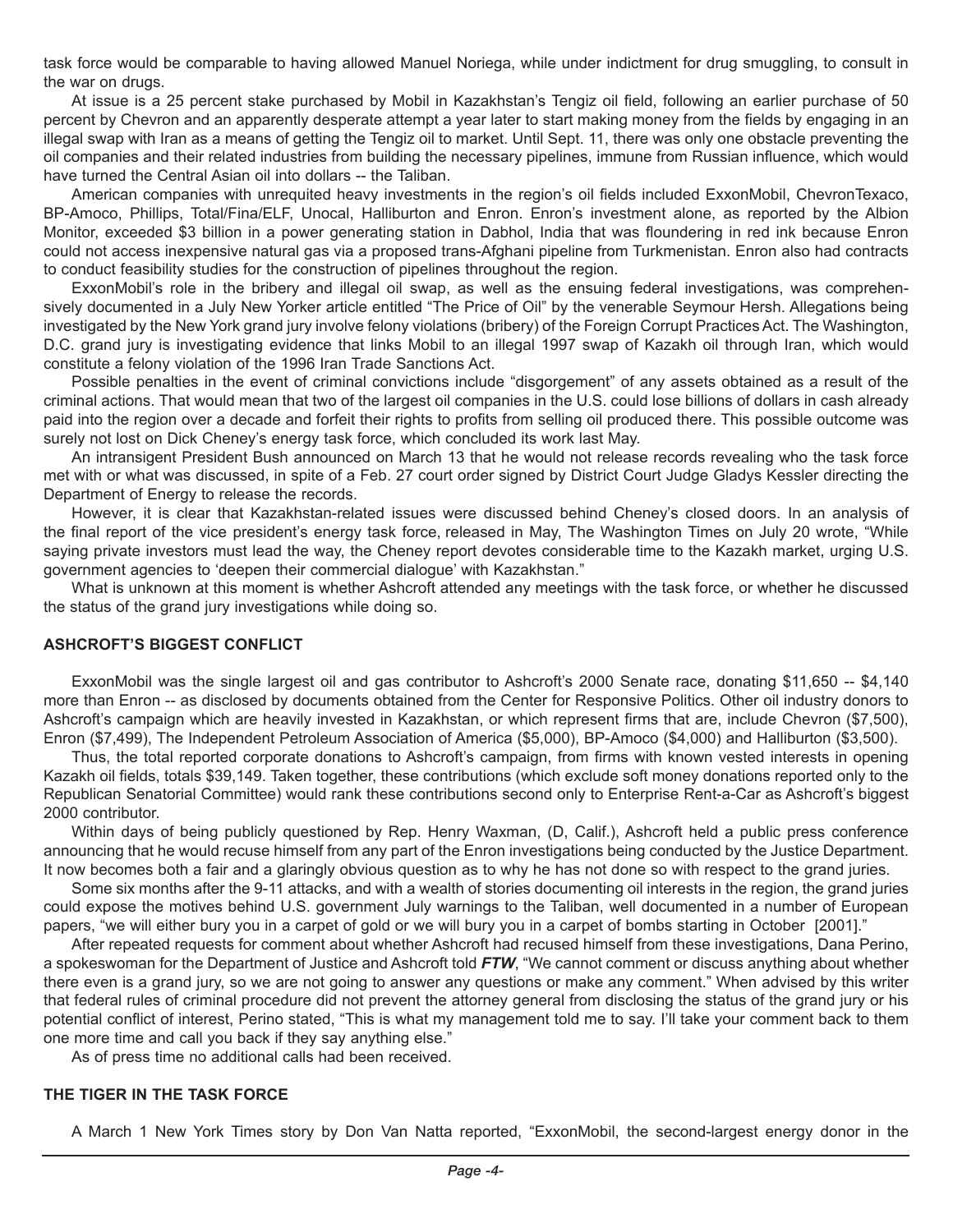task force would be comparable to having allowed Manuel Noriega, while under indictment for drug smuggling, to consult in the war on drugs.

At issue is a 25 percent stake purchased by Mobil in Kazakhstan's Tengiz oil field, following an earlier purchase of 50 percent by Chevron and an apparently desperate attempt a year later to start making money from the fields by engaging in an illegal swap with Iran as a means of getting the Tengiz oil to market. Until Sept. 11, there was only one obstacle preventing the oil companies and their related industries from building the necessary pipelines, immune from Russian influence, which would have turned the Central Asian oil into dollars -- the Taliban.

American companies with unrequited heavy investments in the region's oil fields included ExxonMobil, ChevronTexaco, BP-Amoco, Phillips, Total/Fina/ELF, Unocal, Halliburton and Enron. Enron's investment alone, as reported by the Albion Monitor, exceeded $3 billion in a power generating station in Dabhol, India that was floundering in red ink because Enron could not access inexpensive natural gas via a proposed trans-Afghani pipeline from Turkmenistan. Enron also had contracts to conduct feasibility studies for the construction of pipelines throughout the region.

ExxonMobil's role in the bribery and illegal oil swap, as well as the ensuing federal investigations, was comprehensively documented in a July New Yorker article entitled "The Price of Oil" by the venerable Seymour Hersh. Allegations being investigated by the New York grand jury involve felony violations (bribery) of the Foreign Corrupt Practices Act. The Washington, D.C. grand jury is investigating evidence that links Mobil to an illegal 1997 swap of Kazakh oil through Iran, which would constitute a felony violation of the 1996 Iran Trade Sanctions Act.

Possible penalties in the event of criminal convictions include "disgorgement" of any assets obtained as a result of the criminal actions. That would mean that two of the largest oil companies in the U.S. could lose billions of dollars in cash already paid into the region over a decade and forfeit their rights to profits from selling oil produced there. This possible outcome was surely not lost on Dick Cheney's energy task force, which concluded its work last May.

An intransigent President Bush announced on March 13 that he would not release records revealing who the task force met with or what was discussed, in spite of a Feb. 27 court order signed by District Court Judge Gladys Kessler directing the Department of Energy to release the records.

However, it is clear that Kazakhstan-related issues were discussed behind Cheney's closed doors. In an analysis of the final report of the vice president's energy task force, released in May, The Washington Times on July 20 wrote, "While saying private investors must lead the way, the Cheney report devotes considerable time to the Kazakh market, urging U.S. government agencies to 'deepen their commercial dialogue' with Kazakhstan."

What is unknown at this moment is whether Ashcroft attended any meetings with the task force, or whether he discussed the status of the grand jury investigations while doing so.

## ASHCROFT'S BIGGEST CONFLICT

ExxonMobil was the single largest oil and gas contributor to Ashcroft's 2000 Senate race, donating $11,650 -- $4,140 more than Enron -- as disclosed by documents obtained from the Center for Responsive Politics. Other oil industry donors to Ashcroft's campaign which are heavily invested in Kazakhstan, or which represent firms that are, include Chevron ($7,500), Enron ($7,499), The Independent Petroleum Association of America ($5,000), BP-Amoco ($4,000) and Halliburton ($3,500).

Thus, the total reported corporate donations to Ashcroft's campaign, from firms with known vested interests in opening Kazakh oil fields, totals $39,149. Taken together, these contributions (which exclude soft money donations reported only to the Republican Senatorial Committee) would rank these contributions second only to Enterprise Rent-a-Car as Ashcroft's biggest 2000 contributor.

Within days of being publicly questioned by Rep. Henry Waxman, (D, Calif.), Ashcroft held a public press conference announcing that he would recuse himself from any part of the Enron investigations being conducted by the Justice Department. It now becomes both a fair and a glaringly obvious question as to why he has not done so with respect to the grand juries.

Some six months after the 9-11 attacks, and with a wealth of stories documenting oil interests in the region, the grand juries could expose the motives behind U.S. government July warnings to the Taliban, well documented in a number of European papers, "we will either bury you in a carpet of gold or we will bury you in a carpet of bombs starting in October [2001]."

After repeated requests for comment about whether Ashcroft had recused himself from these investigations, Dana Perino, a spokeswoman for the Department of Justice and Ashcroft told ***FTW***, "We cannot comment or discuss anything about whether there even is a grand jury, so we are not going to answer any questions or make any comment." When advised by this writer that federal rules of criminal procedure did not prevent the attorney general from disclosing the status of the grand jury or his potential conflict of interest, Perino stated, "This is what my management told me to say. I'll take your comment back to them one more time and call you back if they say anything else."

As of press time no additional calls had been received.

## THE TIGER IN THE TASK FORCE

A March 1 New York Times story by Don Van Natta reported, "ExxonMobil, the second-largest energy donor in the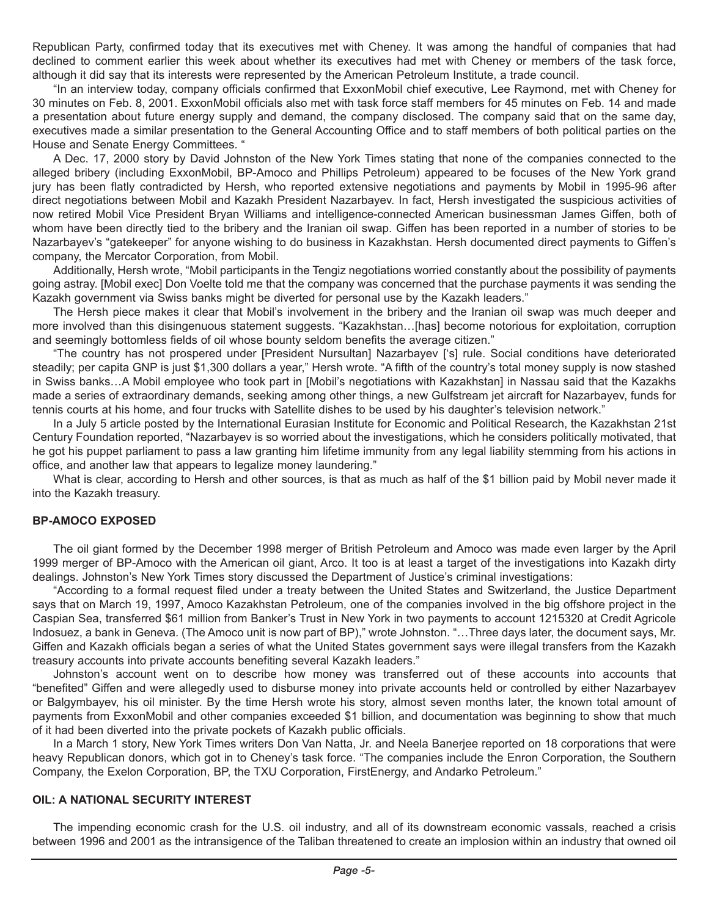Republican Party, confirmed today that its executives met with Cheney. It was among the handful of companies that had declined to comment earlier this week about whether its executives had met with Cheney or members of the task force, although it did say that its interests were represented by the American Petroleum Institute, a trade council.

"In an interview today, company officials confirmed that ExxonMobil chief executive, Lee Raymond, met with Cheney for 30 minutes on Feb. 8, 2001. ExxonMobil officials also met with task force staff members for 45 minutes on Feb. 14 and made a presentation about future energy supply and demand, the company disclosed. The company said that on the same day, executives made a similar presentation to the General Accounting Office and to staff members of both political parties on the House and Senate Energy Committees. "

A Dec. 17, 2000 story by David Johnston of the New York Times stating that none of the companies connected to the alleged bribery (including ExxonMobil, BP-Amoco and Phillips Petroleum) appeared to be focuses of the New York grand jury has been flatly contradicted by Hersh, who reported extensive negotiations and payments by Mobil in 1995-96 after direct negotiations between Mobil and Kazakh President Nazarbayev. In fact, Hersh investigated the suspicious activities of now retired Mobil Vice President Bryan Williams and intelligence-connected American businessman James Giffen, both of whom have been directly tied to the bribery and the Iranian oil swap. Giffen has been reported in a number of stories to be Nazarbayev's "gatekeeper" for anyone wishing to do business in Kazakhstan. Hersh documented direct payments to Giffen's company, the Mercator Corporation, from Mobil.

Additionally, Hersh wrote, "Mobil participants in the Tengiz negotiations worried constantly about the possibility of payments going astray. [Mobil exec] Don Voelte told me that the company was concerned that the purchase payments it was sending the Kazakh government via Swiss banks might be diverted for personal use by the Kazakh leaders."

The Hersh piece makes it clear that Mobil's involvement in the bribery and the Iranian oil swap was much deeper and more involved than this disingenuous statement suggests. "Kazakhstan…[has] become notorious for exploitation, corruption and seemingly bottomless fields of oil whose bounty seldom benefits the average citizen."

"The country has not prospered under [President Nursultan] Nazarbayev ['s] rule. Social conditions have deteriorated steadily; per capita GNP is just $1,300 dollars a year," Hersh wrote. "A fifth of the country's total money supply is now stashed in Swiss banks…A Mobil employee who took part in [Mobil's negotiations with Kazakhstan] in Nassau said that the Kazakhs made a series of extraordinary demands, seeking among other things, a new Gulfstream jet aircraft for Nazarbayev, funds for tennis courts at his home, and four trucks with Satellite dishes to be used by his daughter's television network."

In a July 5 article posted by the International Eurasian Institute for Economic and Political Research, the Kazakhstan 21st Century Foundation reported, "Nazarbayev is so worried about the investigations, which he considers politically motivated, that he got his puppet parliament to pass a law granting him lifetime immunity from any legal liability stemming from his actions in office, and another law that appears to legalize money laundering."

What is clear, according to Hersh and other sources, is that as much as half of the $1 billion paid by Mobil never made it into the Kazakh treasury.

**BP-AMOCO EXPOSED**

The oil giant formed by the December 1998 merger of British Petroleum and Amoco was made even larger by the April 1999 merger of BP-Amoco with the American oil giant, Arco. It too is at least a target of the investigations into Kazakh dirty dealings. Johnston's New York Times story discussed the Department of Justice's criminal investigations:

"According to a formal request filed under a treaty between the United States and Switzerland, the Justice Department says that on March 19, 1997, Amoco Kazakhstan Petroleum, one of the companies involved in the big offshore project in the Caspian Sea, transferred $61 million from Banker's Trust in New York in two payments to account 1215320 at Credit Agricole Indosuez, a bank in Geneva. (The Amoco unit is now part of BP)," wrote Johnston. "…Three days later, the document says, Mr. Giffen and Kazakh officials began a series of what the United States government says were illegal transfers from the Kazakh treasury accounts into private accounts benefiting several Kazakh leaders."

Johnston's account went on to describe how money was transferred out of these accounts into accounts that "benefited" Giffen and were allegedly used to disburse money into private accounts held or controlled by either Nazarbayev or Balgymbayev, his oil minister. By the time Hersh wrote his story, almost seven months later, the known total amount of payments from ExxonMobil and other companies exceeded $1 billion, and documentation was beginning to show that much of it had been diverted into the private pockets of Kazakh public officials.

In a March 1 story, New York Times writers Don Van Natta, Jr. and Neela Banerjee reported on 18 corporations that were heavy Republican donors, which got in to Cheney's task force. "The companies include the Enron Corporation, the Southern Company, the Exelon Corporation, BP, the TXU Corporation, FirstEnergy, and Andarko Petroleum."

**OIL: A NATIONAL SECURITY INTEREST**

The impending economic crash for the U.S. oil industry, and all of its downstream economic vassals, reached a crisis between 1996 and 2001 as the intransigence of the Taliban threatened to create an implosion within an industry that owned oil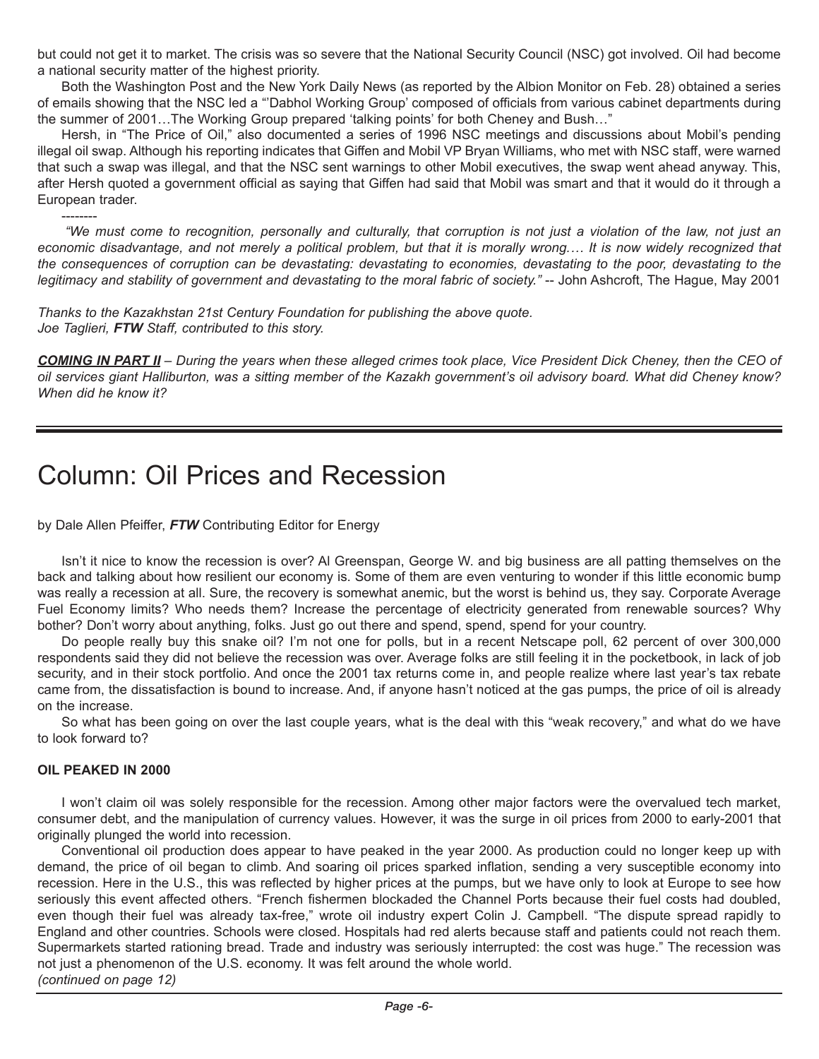but could not get it to market. The crisis was so severe that the National Security Council (NSC) got involved. Oil had become a national security matter of the highest priority.

Both the Washington Post and the New York Daily News (as reported by the Albion Monitor on Feb. 28) obtained a series of emails showing that the NSC led a "'Dabhol Working Group' composed of officials from various cabinet departments during the summer of 2001…The Working Group prepared 'talking points' for both Cheney and Bush…"

Hersh, in "The Price of Oil," also documented a series of 1996 NSC meetings and discussions about Mobil's pending illegal oil swap. Although his reporting indicates that Giffen and Mobil VP Bryan Williams, who met with NSC staff, were warned that such a swap was illegal, and that the NSC sent warnings to other Mobil executives, the swap went ahead anyway. This, after Hersh quoted a government official as saying that Giffen had said that Mobil was smart and that it would do it through a European trader.

--------

*"We must come to recognition, personally and culturally, that corruption is not just a violation of the law, not just an economic disadvantage, and not merely a political problem, but that it is morally wrong.… It is now widely recognized that the consequences of corruption can be devastating: devastating to economies, devastating to the poor, devastating to the legitimacy and stability of government and devastating to the moral fabric of society."* -- John Ashcroft, The Hague, May 2001

*Thanks to the Kazakhstan 21st Century Foundation for publishing the above quote.*
*Joe Taglieri, **FTW** Staff, contributed to this story.*

***COMING IN PART II*** *– During the years when these alleged crimes took place, Vice President Dick Cheney, then the CEO of oil services giant Halliburton, was a sitting member of the Kazakh government's oil advisory board. What did Cheney know? When did he know it?*

---

# Column: Oil Prices and Recession

by Dale Allen Pfeiffer, ***FTW*** Contributing Editor for Energy

Isn't it nice to know the recession is over? Al Greenspan, George W. and big business are all patting themselves on the back and talking about how resilient our economy is. Some of them are even venturing to wonder if this little economic bump was really a recession at all. Sure, the recovery is somewhat anemic, but the worst is behind us, they say. Corporate Average Fuel Economy limits? Who needs them? Increase the percentage of electricity generated from renewable sources? Why bother? Don't worry about anything, folks. Just go out there and spend, spend, spend for your country.

Do people really buy this snake oil? I'm not one for polls, but in a recent Netscape poll, 62 percent of over 300,000 respondents said they did not believe the recession was over. Average folks are still feeling it in the pocketbook, in lack of job security, and in their stock portfolio. And once the 2001 tax returns come in, and people realize where last year's tax rebate came from, the dissatisfaction is bound to increase. And, if anyone hasn't noticed at the gas pumps, the price of oil is already on the increase.

So what has been going on over the last couple years, what is the deal with this "weak recovery," and what do we have to look forward to?

**OIL PEAKED IN 2000**

I won't claim oil was solely responsible for the recession. Among other major factors were the overvalued tech market, consumer debt, and the manipulation of currency values. However, it was the surge in oil prices from 2000 to early-2001 that originally plunged the world into recession.

Conventional oil production does appear to have peaked in the year 2000. As production could no longer keep up with demand, the price of oil began to climb. And soaring oil prices sparked inflation, sending a very susceptible economy into recession. Here in the U.S., this was reflected by higher prices at the pumps, but we have only to look at Europe to see how seriously this event affected others. "French fishermen blockaded the Channel Ports because their fuel costs had doubled, even though their fuel was already tax-free," wrote oil industry expert Colin J. Campbell. "The dispute spread rapidly to England and other countries. Schools were closed. Hospitals had red alerts because staff and patients could not reach them. Supermarkets started rationing bread. Trade and industry was seriously interrupted: the cost was huge." The recession was not just a phenomenon of the U.S. economy. It was felt around the whole world.

*(continued on page 12)*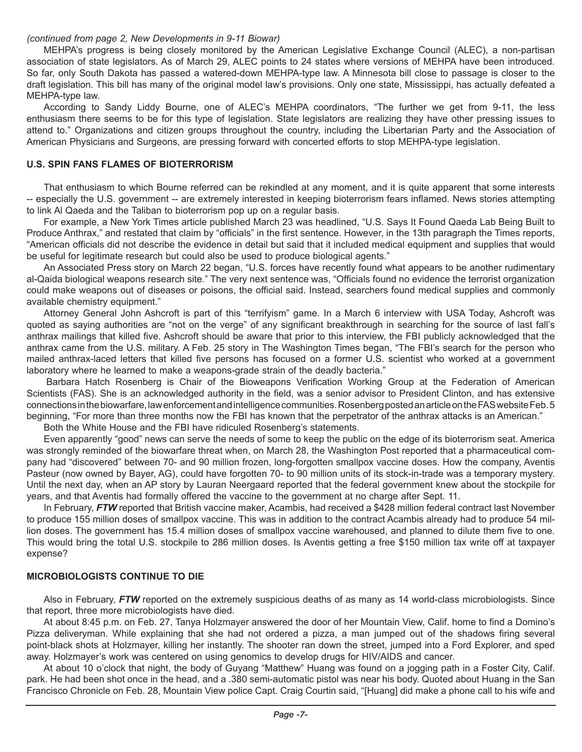*(continued from page 2, New Developments in 9-11 Biowar)*

MEHPA's progress is being closely monitored by the American Legislative Exchange Council (ALEC), a non-partisan association of state legislators. As of March 29, ALEC points to 24 states where versions of MEHPA have been introduced. So far, only South Dakota has passed a watered-down MEHPA-type law. A Minnesota bill close to passage is closer to the draft legislation. This bill has many of the original model law's provisions. Only one state, Mississippi, has actually defeated a MEHPA-type law.

According to Sandy Liddy Bourne, one of ALEC's MEHPA coordinators, "The further we get from 9-11, the less enthusiasm there seems to be for this type of legislation. State legislators are realizing they have other pressing issues to attend to." Organizations and citizen groups throughout the country, including the Libertarian Party and the Association of American Physicians and Surgeons, are pressing forward with concerted efforts to stop MEHPA-type legislation.

### U.S. SPIN FANS FLAMES OF BIOTERRORISM

That enthusiasm to which Bourne referred can be rekindled at any moment, and it is quite apparent that some interests -- especially the U.S. government -- are extremely interested in keeping bioterrorism fears inflamed. News stories attempting to link Al Qaeda and the Taliban to bioterrorism pop up on a regular basis.

For example, a New York Times article published March 23 was headlined, "U.S. Says It Found Qaeda Lab Being Built to Produce Anthrax," and restated that claim by "officials" in the first sentence. However, in the 13th paragraph the Times reports, "American officials did not describe the evidence in detail but said that it included medical equipment and supplies that would be useful for legitimate research but could also be used to produce biological agents."

An Associated Press story on March 22 began, "U.S. forces have recently found what appears to be another rudimentary al-Qaida biological weapons research site." The very next sentence was, "Officials found no evidence the terrorist organization could make weapons out of diseases or poisons, the official said. Instead, searchers found medical supplies and commonly available chemistry equipment."

Attorney General John Ashcroft is part of this "terrifyism" game. In a March 6 interview with USA Today, Ashcroft was quoted as saying authorities are "not on the verge" of any significant breakthrough in searching for the source of last fall's anthrax mailings that killed five. Ashcroft should be aware that prior to this interview, the FBI publicly acknowledged that the anthrax came from the U.S. military. A Feb. 25 story in The Washington Times began, "The FBI's search for the person who mailed anthrax-laced letters that killed five persons has focused on a former U.S. scientist who worked at a government laboratory where he learned to make a weapons-grade strain of the deadly bacteria."

Barbara Hatch Rosenberg is Chair of the Bioweapons Verification Working Group at the Federation of American Scientists (FAS). She is an acknowledged authority in the field, was a senior advisor to President Clinton, and has extensive connections in the biowarfare, law enforcement and intelligence communities. Rosenberg posted an article on the FAS website Feb. 5 beginning, "For more than three months now the FBI has known that the perpetrator of the anthrax attacks is an American."

Both the White House and the FBI have ridiculed Rosenberg's statements.

Even apparently "good" news can serve the needs of some to keep the public on the edge of its bioterrorism seat. America was strongly reminded of the biowarfare threat when, on March 28, the Washington Post reported that a pharmaceutical company had "discovered" between 70- and 90 million frozen, long-forgotten smallpox vaccine doses. How the company, Aventis Pasteur (now owned by Bayer, AG), could have forgotten 70- to 90 million units of its stock-in-trade was a temporary mystery. Until the next day, when an AP story by Lauran Neergaard reported that the federal government knew about the stockpile for years, and that Aventis had formally offered the vaccine to the government at no charge after Sept. 11.

In February, ***FTW*** reported that British vaccine maker, Acambis, had received a $428 million federal contract last November to produce 155 million doses of smallpox vaccine. This was in addition to the contract Acambis already had to produce 54 million doses. The government has 15.4 million doses of smallpox vaccine warehoused, and planned to dilute them five to one. This would bring the total U.S. stockpile to 286 million doses. Is Aventis getting a free $150 million tax write off at taxpayer expense?

### MICROBIOLOGISTS CONTINUE TO DIE

Also in February, ***FTW*** reported on the extremely suspicious deaths of as many as 14 world-class microbiologists. Since that report, three more microbiologists have died.

At about 8:45 p.m. on Feb. 27, Tanya Holzmayer answered the door of her Mountain View, Calif. home to find a Domino's Pizza deliveryman. While explaining that she had not ordered a pizza, a man jumped out of the shadows firing several point-black shots at Holzmayer, killing her instantly. The shooter ran down the street, jumped into a Ford Explorer, and sped away. Holzmayer's work was centered on using genomics to develop drugs for HIV/AIDS and cancer.

At about 10 o'clock that night, the body of Guyang "Matthew" Huang was found on a jogging path in a Foster City, Calif. park. He had been shot once in the head, and a .380 semi-automatic pistol was near his body. Quoted about Huang in the San Francisco Chronicle on Feb. 28, Mountain View police Capt. Craig Courtin said, "[Huang] did make a phone call to his wife and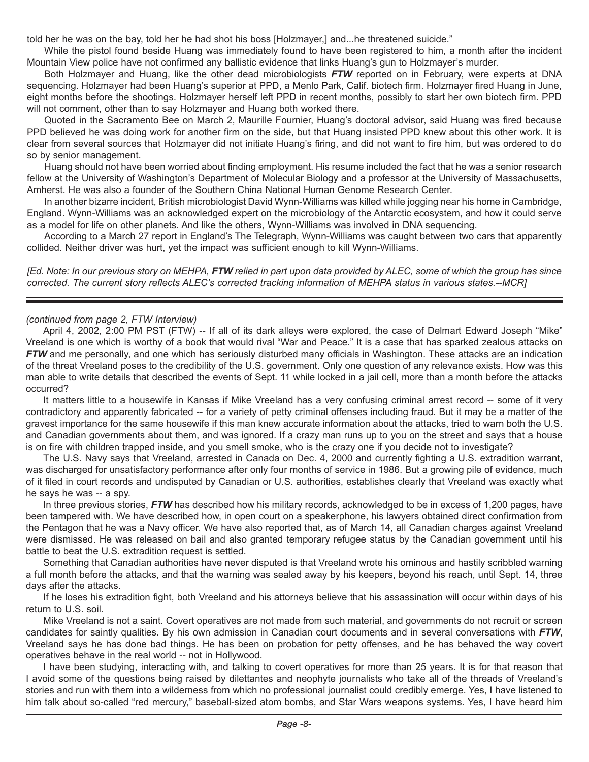told her he was on the bay, told her he had shot his boss [Holzmayer,] and...he threatened suicide."

While the pistol found beside Huang was immediately found to have been registered to him, a month after the incident Mountain View police have not confirmed any ballistic evidence that links Huang's gun to Holzmayer's murder.

Both Holzmayer and Huang, like the other dead microbiologists ***FTW*** reported on in February, were experts at DNA sequencing. Holzmayer had been Huang's superior at PPD, a Menlo Park, Calif. biotech firm. Holzmayer fired Huang in June, eight months before the shootings. Holzmayer herself left PPD in recent months, possibly to start her own biotech firm. PPD will not comment, other than to say Holzmayer and Huang both worked there.

Quoted in the Sacramento Bee on March 2, Maurille Fournier, Huang's doctoral advisor, said Huang was fired because PPD believed he was doing work for another firm on the side, but that Huang insisted PPD knew about this other work. It is clear from several sources that Holzmayer did not initiate Huang's firing, and did not want to fire him, but was ordered to do so by senior management.

Huang should not have been worried about finding employment. His resume included the fact that he was a senior research fellow at the University of Washington's Department of Molecular Biology and a professor at the University of Massachusetts, Amherst. He was also a founder of the Southern China National Human Genome Research Center.

In another bizarre incident, British microbiologist David Wynn-Williams was killed while jogging near his home in Cambridge, England. Wynn-Williams was an acknowledged expert on the microbiology of the Antarctic ecosystem, and how it could serve as a model for life on other planets. And like the others, Wynn-Williams was involved in DNA sequencing.

According to a March 27 report in England's The Telegraph, Wynn-Williams was caught between two cars that apparently collided. Neither driver was hurt, yet the impact was sufficient enough to kill Wynn-Williams.

*[Ed. Note: In our previous story on MEHPA, **FTW** relied in part upon data provided by ALEC, some of which the group has since corrected. The current story reflects ALEC's corrected tracking information of MEHPA status in various states.--MCR]*

---

*(continued from page 2, FTW Interview)*

April 4, 2002, 2:00 PM PST (FTW) -- If all of its dark alleys were explored, the case of Delmart Edward Joseph "Mike" Vreeland is one which is worthy of a book that would rival "War and Peace." It is a case that has sparked zealous attacks on ***FTW*** and me personally, and one which has seriously disturbed many officials in Washington. These attacks are an indication of the threat Vreeland poses to the credibility of the U.S. government. Only one question of any relevance exists. How was this man able to write details that described the events of Sept. 11 while locked in a jail cell, more than a month before the attacks occurred?

It matters little to a housewife in Kansas if Mike Vreeland has a very confusing criminal arrest record -- some of it very contradictory and apparently fabricated -- for a variety of petty criminal offenses including fraud. But it may be a matter of the gravest importance for the same housewife if this man knew accurate information about the attacks, tried to warn both the U.S. and Canadian governments about them, and was ignored. If a crazy man runs up to you on the street and says that a house is on fire with children trapped inside, and you smell smoke, who is the crazy one if you decide not to investigate?

The U.S. Navy says that Vreeland, arrested in Canada on Dec. 4, 2000 and currently fighting a U.S. extradition warrant, was discharged for unsatisfactory performance after only four months of service in 1986. But a growing pile of evidence, much of it filed in court records and undisputed by Canadian or U.S. authorities, establishes clearly that Vreeland was exactly what he says he was -- a spy.

In three previous stories, ***FTW*** has described how his military records, acknowledged to be in excess of 1,200 pages, have been tampered with. We have described how, in open court on a speakerphone, his lawyers obtained direct confirmation from the Pentagon that he was a Navy officer. We have also reported that, as of March 14, all Canadian charges against Vreeland were dismissed. He was released on bail and also granted temporary refugee status by the Canadian government until his battle to beat the U.S. extradition request is settled.

Something that Canadian authorities have never disputed is that Vreeland wrote his ominous and hastily scribbled warning a full month before the attacks, and that the warning was sealed away by his keepers, beyond his reach, until Sept. 14, three days after the attacks.

If he loses his extradition fight, both Vreeland and his attorneys believe that his assassination will occur within days of his return to U.S. soil.

Mike Vreeland is not a saint. Covert operatives are not made from such material, and governments do not recruit or screen candidates for saintly qualities. By his own admission in Canadian court documents and in several conversations with ***FTW***, Vreeland says he has done bad things. He has been on probation for petty offenses, and he has behaved the way covert operatives behave in the real world -- not in Hollywood.

I have been studying, interacting with, and talking to covert operatives for more than 25 years. It is for that reason that I avoid some of the questions being raised by dilettantes and neophyte journalists who take all of the threads of Vreeland's stories and run with them into a wilderness from which no professional journalist could credibly emerge. Yes, I have listened to him talk about so-called "red mercury," baseball-sized atom bombs, and Star Wars weapons systems. Yes, I have heard him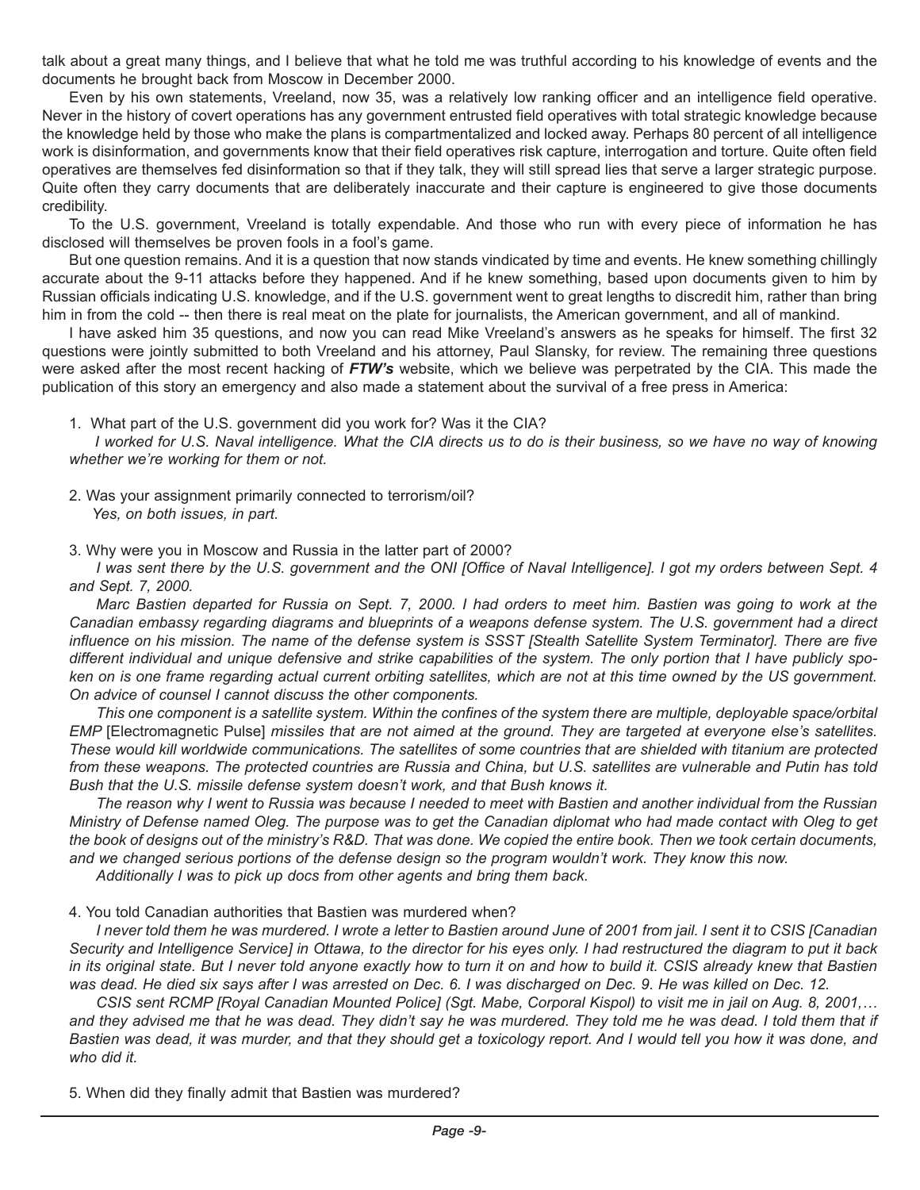talk about a great many things, and I believe that what he told me was truthful according to his knowledge of events and the documents he brought back from Moscow in December 2000.

Even by his own statements, Vreeland, now 35, was a relatively low ranking officer and an intelligence field operative. Never in the history of covert operations has any government entrusted field operatives with total strategic knowledge because the knowledge held by those who make the plans is compartmentalized and locked away. Perhaps 80 percent of all intelligence work is disinformation, and governments know that their field operatives risk capture, interrogation and torture. Quite often field operatives are themselves fed disinformation so that if they talk, they will still spread lies that serve a larger strategic purpose. Quite often they carry documents that are deliberately inaccurate and their capture is engineered to give those documents credibility.

To the U.S. government, Vreeland is totally expendable. And those who run with every piece of information he has disclosed will themselves be proven fools in a fool's game.

But one question remains. And it is a question that now stands vindicated by time and events. He knew something chillingly accurate about the 9-11 attacks before they happened. And if he knew something, based upon documents given to him by Russian officials indicating U.S. knowledge, and if the U.S. government went to great lengths to discredit him, rather than bring him in from the cold -- then there is real meat on the plate for journalists, the American government, and all of mankind.

I have asked him 35 questions, and now you can read Mike Vreeland's answers as he speaks for himself. The first 32 questions were jointly submitted to both Vreeland and his attorney, Paul Slansky, for review. The remaining three questions were asked after the most recent hacking of ***FTW's*** website, which we believe was perpetrated by the CIA. This made the publication of this story an emergency and also made a statement about the survival of a free press in America:

1. What part of the U.S. government did you work for? Was it the CIA?

*I worked for U.S. Naval intelligence. What the CIA directs us to do is their business, so we have no way of knowing whether we're working for them or not.*

2. Was your assignment primarily connected to terrorism/oil?

*Yes, on both issues, in part.*

3. Why were you in Moscow and Russia in the latter part of 2000?

*I was sent there by the U.S. government and the ONI [Office of Naval Intelligence]. I got my orders between Sept. 4 and Sept. 7, 2000.*

*Marc Bastien departed for Russia on Sept. 7, 2000. I had orders to meet him. Bastien was going to work at the Canadian embassy regarding diagrams and blueprints of a weapons defense system. The U.S. government had a direct influence on his mission. The name of the defense system is SSST [Stealth Satellite System Terminator]. There are five different individual and unique defensive and strike capabilities of the system. The only portion that I have publicly spoken on is one frame regarding actual current orbiting satellites, which are not at this time owned by the US government. On advice of counsel I cannot discuss the other components.*

*This one component is a satellite system. Within the confines of the system there are multiple, deployable space/orbital EMP* [Electromagnetic Pulse] *missiles that are not aimed at the ground. They are targeted at everyone else's satellites. These would kill worldwide communications. The satellites of some countries that are shielded with titanium are protected from these weapons. The protected countries are Russia and China, but U.S. satellites are vulnerable and Putin has told Bush that the U.S. missile defense system doesn't work, and that Bush knows it.*

*The reason why I went to Russia was because I needed to meet with Bastien and another individual from the Russian Ministry of Defense named Oleg. The purpose was to get the Canadian diplomat who had made contact with Oleg to get the book of designs out of the ministry's R&D. That was done. We copied the entire book. Then we took certain documents, and we changed serious portions of the defense design so the program wouldn't work. They know this now.*

*Additionally I was to pick up docs from other agents and bring them back.*

4. You told Canadian authorities that Bastien was murdered when?

*I never told them he was murdered. I wrote a letter to Bastien around June of 2001 from jail. I sent it to CSIS [Canadian Security and Intelligence Service] in Ottawa, to the director for his eyes only. I had restructured the diagram to put it back in its original state. But I never told anyone exactly how to turn it on and how to build it. CSIS already knew that Bastien was dead. He died six says after I was arrested on Dec. 6. I was discharged on Dec. 9. He was killed on Dec. 12.*

*CSIS sent RCMP [Royal Canadian Mounted Police] (Sgt. Mabe, Corporal Kispol) to visit me in jail on Aug. 8, 2001,… and they advised me that he was dead. They didn't say he was murdered. They told me he was dead. I told them that if Bastien was dead, it was murder, and that they should get a toxicology report. And I would tell you how it was done, and who did it.*

5. When did they finally admit that Bastien was murdered?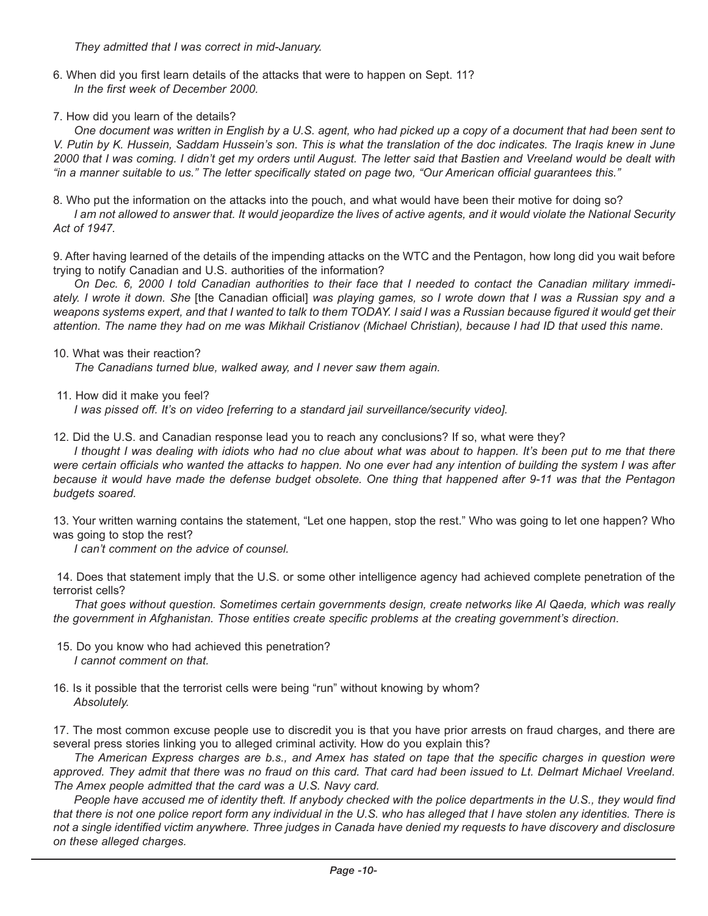*They admitted that I was correct in mid-January.*

6. When did you first learn details of the attacks that were to happen on Sept. 11?
   *In the first week of December 2000.*

7. How did you learn of the details?
   *One document was written in English by a U.S. agent, who had picked up a copy of a document that had been sent to V. Putin by K. Hussein, Saddam Hussein's son. This is what the translation of the doc indicates. The Iraqis knew in June 2000 that I was coming. I didn't get my orders until August. The letter said that Bastien and Vreeland would be dealt with "in a manner suitable to us." The letter specifically stated on page two, "Our American official guarantees this."*

8. Who put the information on the attacks into the pouch, and what would have been their motive for doing so?
   *I am not allowed to answer that. It would jeopardize the lives of active agents, and it would violate the National Security Act of 1947.*

9. After having learned of the details of the impending attacks on the WTC and the Pentagon, how long did you wait before trying to notify Canadian and U.S. authorities of the information?
   *On Dec. 6, 2000 I told Canadian authorities to their face that I needed to contact the Canadian military immediately. I wrote it down. She* [the Canadian official] *was playing games, so I wrote down that I was a Russian spy and a weapons systems expert, and that I wanted to talk to them TODAY. I said I was a Russian because figured it would get their attention. The name they had on me was Mikhail Cristianov (Michael Christian), because I had ID that used this name.*

10. What was their reaction?
    *The Canadians turned blue, walked away, and I never saw them again.*

11. How did it make you feel?
    *I was pissed off. It's on video [referring to a standard jail surveillance/security video].*

12. Did the U.S. and Canadian response lead you to reach any conclusions? If so, what were they?
    *I thought I was dealing with idiots who had no clue about what was about to happen. It's been put to me that there were certain officials who wanted the attacks to happen. No one ever had any intention of building the system I was after because it would have made the defense budget obsolete. One thing that happened after 9-11 was that the Pentagon budgets soared.*

13. Your written warning contains the statement, "Let one happen, stop the rest." Who was going to let one happen? Who was going to stop the rest?
    *I can't comment on the advice of counsel.*

14. Does that statement imply that the U.S. or some other intelligence agency had achieved complete penetration of the terrorist cells?
    *That goes without question. Sometimes certain governments design, create networks like Al Qaeda, which was really the government in Afghanistan. Those entities create specific problems at the creating government's direction.*

15. Do you know who had achieved this penetration?
    *I cannot comment on that.*

16. Is it possible that the terrorist cells were being "run" without knowing by whom?
    *Absolutely.*

17. The most common excuse people use to discredit you is that you have prior arrests on fraud charges, and there are several press stories linking you to alleged criminal activity. How do you explain this?
    *The American Express charges are b.s., and Amex has stated on tape that the specific charges in question were approved. They admit that there was no fraud on this card. That card had been issued to Lt. Delmart Michael Vreeland. The Amex people admitted that the card was a U.S. Navy card.*

    *People have accused me of identity theft. If anybody checked with the police departments in the U.S., they would find that there is not one police report form any individual in the U.S. who has alleged that I have stolen any identities. There is not a single identified victim anywhere. Three judges in Canada have denied my requests to have discovery and disclosure on these alleged charges.*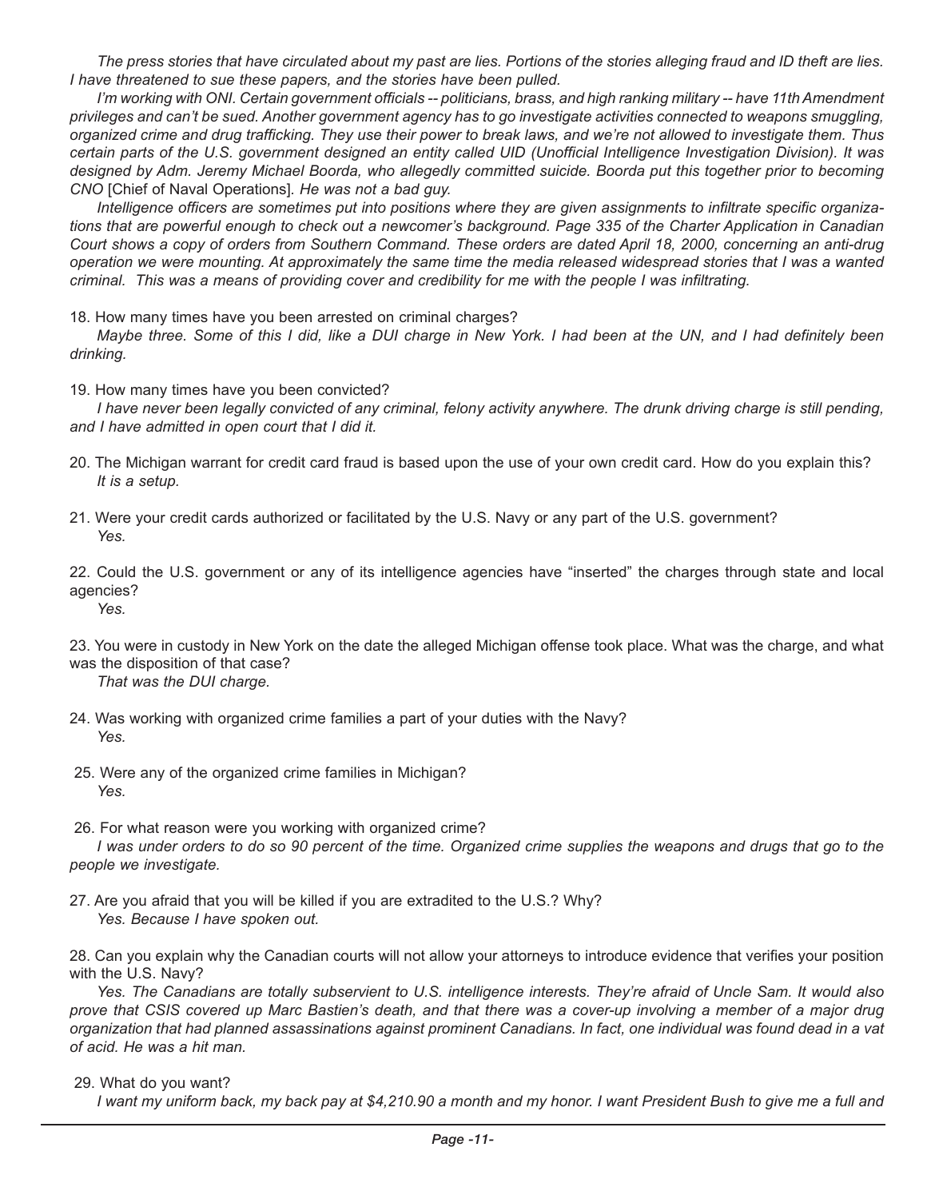*The press stories that have circulated about my past are lies. Portions of the stories alleging fraud and ID theft are lies. I have threatened to sue these papers, and the stories have been pulled.*

*I'm working with ONI. Certain government officials -- politicians, brass, and high ranking military -- have 11th Amendment privileges and can't be sued. Another government agency has to go investigate activities connected to weapons smuggling, organized crime and drug trafficking. They use their power to break laws, and we're not allowed to investigate them. Thus certain parts of the U.S. government designed an entity called UID (Unofficial Intelligence Investigation Division). It was designed by Adm. Jeremy Michael Boorda, who allegedly committed suicide. Boorda put this together prior to becoming CNO* [Chief of Naval Operations]*. He was not a bad guy.*

*Intelligence officers are sometimes put into positions where they are given assignments to infiltrate specific organizations that are powerful enough to check out a newcomer's background. Page 335 of the Charter Application in Canadian Court shows a copy of orders from Southern Command. These orders are dated April 18, 2000, concerning an anti-drug operation we were mounting. At approximately the same time the media released widespread stories that I was a wanted criminal. This was a means of providing cover and credibility for me with the people I was infiltrating.*

18. How many times have you been arrested on criminal charges?

*Maybe three. Some of this I did, like a DUI charge in New York. I had been at the UN, and I had definitely been drinking.*

19. How many times have you been convicted?

*I have never been legally convicted of any criminal, felony activity anywhere. The drunk driving charge is still pending, and I have admitted in open court that I did it.*

20. The Michigan warrant for credit card fraud is based upon the use of your own credit card. How do you explain this?

*It is a setup.*

21. Were your credit cards authorized or facilitated by the U.S. Navy or any part of the U.S. government?

*Yes.*

22. Could the U.S. government or any of its intelligence agencies have "inserted" the charges through state and local agencies?

*Yes.*

23. You were in custody in New York on the date the alleged Michigan offense took place. What was the charge, and what was the disposition of that case?

*That was the DUI charge.*

24. Was working with organized crime families a part of your duties with the Navy?

*Yes.*

25. Were any of the organized crime families in Michigan?

*Yes.*

26. For what reason were you working with organized crime?

*I was under orders to do so 90 percent of the time. Organized crime supplies the weapons and drugs that go to the people we investigate.*

27. Are you afraid that you will be killed if you are extradited to the U.S.? Why?

*Yes. Because I have spoken out.*

28. Can you explain why the Canadian courts will not allow your attorneys to introduce evidence that verifies your position with the U.S. Navy?

*Yes. The Canadians are totally subservient to U.S. intelligence interests. They're afraid of Uncle Sam. It would also prove that CSIS covered up Marc Bastien's death, and that there was a cover-up involving a member of a major drug organization that had planned assassinations against prominent Canadians. In fact, one individual was found dead in a vat of acid. He was a hit man.*

29. What do you want?

*I want my uniform back, my back pay at $4,210.90 a month and my honor. I want President Bush to give me a full and*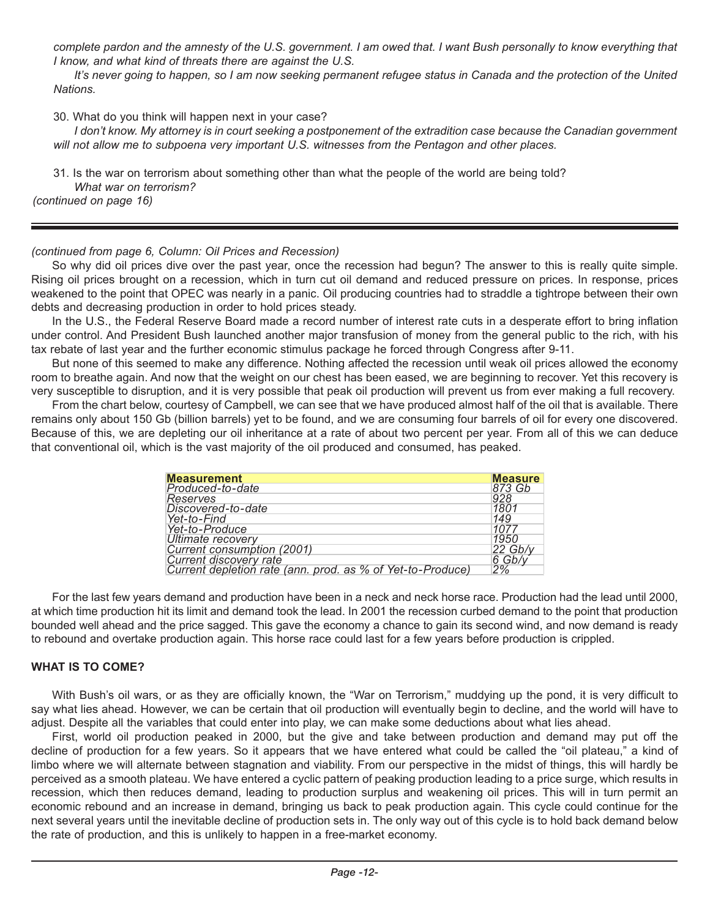*complete pardon and the amnesty of the U.S. government. I am owed that. I want Bush personally to know everything that I know, and what kind of threats there are against the U.S.*

*It's never going to happen, so I am now seeking permanent refugee status in Canada and the protection of the United Nations.*

30. What do you think will happen next in your case?

*I don't know. My attorney is in court seeking a postponement of the extradition case because the Canadian government will not allow me to subpoena very important U.S. witnesses from the Pentagon and other places.*

31. Is the war on terrorism about something other than what the people of the world are being told?

*What war on terrorism?*

*(continued on page 16)*

---

*(continued from page 6, Column: Oil Prices and Recession)*

So why did oil prices dive over the past year, once the recession had begun? The answer to this is really quite simple. Rising oil prices brought on a recession, which in turn cut oil demand and reduced pressure on prices. In response, prices weakened to the point that OPEC was nearly in a panic. Oil producing countries had to straddle a tightrope between their own debts and decreasing production in order to hold prices steady.

In the U.S., the Federal Reserve Board made a record number of interest rate cuts in a desperate effort to bring inflation under control. And President Bush launched another major transfusion of money from the general public to the rich, with his tax rebate of last year and the further economic stimulus package he forced through Congress after 9-11.

But none of this seemed to make any difference. Nothing affected the recession until weak oil prices allowed the economy room to breathe again. And now that the weight on our chest has been eased, we are beginning to recover. Yet this recovery is very susceptible to disruption, and it is very possible that peak oil production will prevent us from ever making a full recovery.

From the chart below, courtesy of Campbell, we can see that we have produced almost half of the oil that is available. There remains only about 150 Gb (billion barrels) yet to be found, and we are consuming four barrels of oil for every one discovered. Because of this, we are depleting our oil inheritance at a rate of about two percent per year. From all of this we can deduce that conventional oil, which is the vast majority of the oil produced and consumed, has peaked.

| Measurement | Measure |
|---|---|
| *Produced-to-date* | *873 Gb* |
| *Reserves* | *928* |
| *Discovered-to-date* | *1801* |
| *Yet-to-Find* | *149* |
| *Yet-to-Produce* | *1077* |
| *Ultimate recovery* | *1950* |
| *Current consumption (2001)* | *22 Gb/y* |
| *Current discovery rate* | *6 Gb/y* |
| *Current depletion rate (ann. prod. as % of Yet-to-Produce)* | *2%* |

For the last few years demand and production have been in a neck and neck horse race. Production had the lead until 2000, at which time production hit its limit and demand took the lead. In 2001 the recession curbed demand to the point that production bounded well ahead and the price sagged. This gave the economy a chance to gain its second wind, and now demand is ready to rebound and overtake production again. This horse race could last for a few years before production is crippled.

### WHAT IS TO COME?

With Bush's oil wars, or as they are officially known, the "War on Terrorism," muddying up the pond, it is very difficult to say what lies ahead. However, we can be certain that oil production will eventually begin to decline, and the world will have to adjust. Despite all the variables that could enter into play, we can make some deductions about what lies ahead.

First, world oil production peaked in 2000, but the give and take between production and demand may put off the decline of production for a few years. So it appears that we have entered what could be called the "oil plateau," a kind of limbo where we will alternate between stagnation and viability. From our perspective in the midst of things, this will hardly be perceived as a smooth plateau. We have entered a cyclic pattern of peaking production leading to a price surge, which results in recession, which then reduces demand, leading to production surplus and weakening oil prices. This will in turn permit an economic rebound and an increase in demand, bringing us back to peak production again. This cycle could continue for the next several years until the inevitable decline of production sets in. The only way out of this cycle is to hold back demand below the rate of production, and this is unlikely to happen in a free-market economy.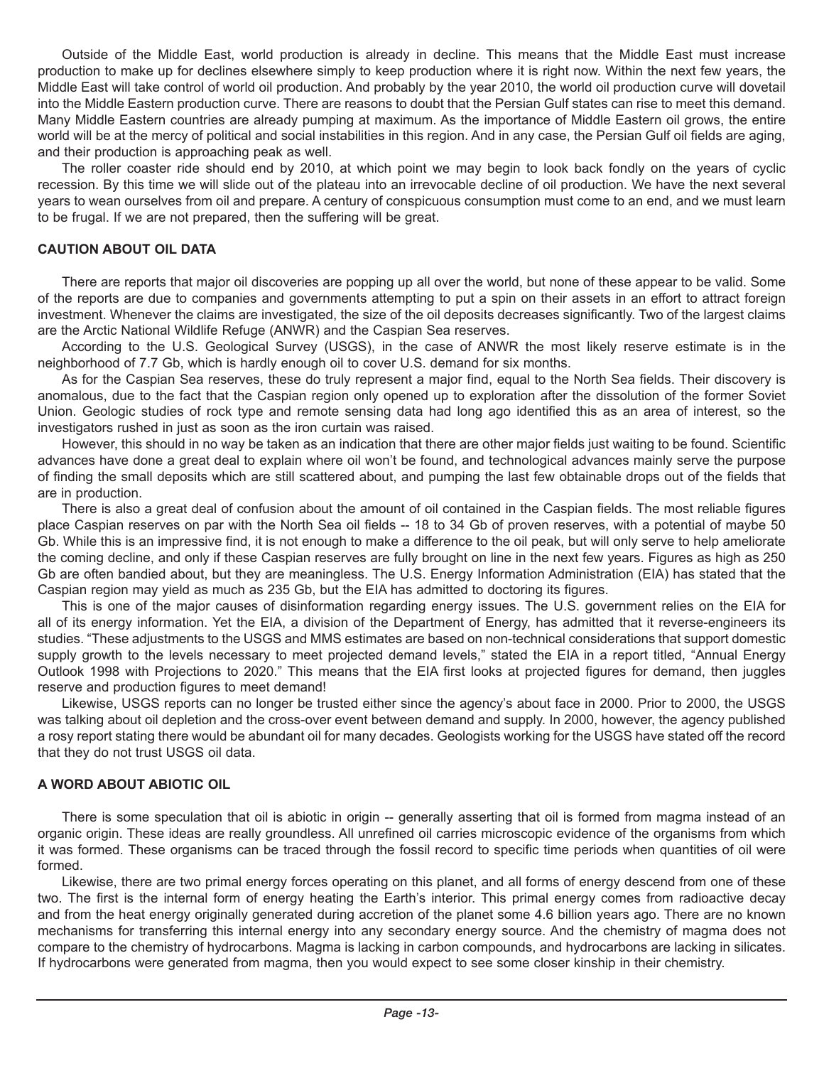Outside of the Middle East, world production is already in decline. This means that the Middle East must increase production to make up for declines elsewhere simply to keep production where it is right now. Within the next few years, the Middle East will take control of world oil production. And probably by the year 2010, the world oil production curve will dovetail into the Middle Eastern production curve. There are reasons to doubt that the Persian Gulf states can rise to meet this demand. Many Middle Eastern countries are already pumping at maximum. As the importance of Middle Eastern oil grows, the entire world will be at the mercy of political and social instabilities in this region. And in any case, the Persian Gulf oil fields are aging, and their production is approaching peak as well.

The roller coaster ride should end by 2010, at which point we may begin to look back fondly on the years of cyclic recession. By this time we will slide out of the plateau into an irrevocable decline of oil production. We have the next several years to wean ourselves from oil and prepare. A century of conspicuous consumption must come to an end, and we must learn to be frugal. If we are not prepared, then the suffering will be great.

**CAUTION ABOUT OIL DATA**

There are reports that major oil discoveries are popping up all over the world, but none of these appear to be valid. Some of the reports are due to companies and governments attempting to put a spin on their assets in an effort to attract foreign investment. Whenever the claims are investigated, the size of the oil deposits decreases significantly. Two of the largest claims are the Arctic National Wildlife Refuge (ANWR) and the Caspian Sea reserves.

According to the U.S. Geological Survey (USGS), in the case of ANWR the most likely reserve estimate is in the neighborhood of 7.7 Gb, which is hardly enough oil to cover U.S. demand for six months.

As for the Caspian Sea reserves, these do truly represent a major find, equal to the North Sea fields. Their discovery is anomalous, due to the fact that the Caspian region only opened up to exploration after the dissolution of the former Soviet Union. Geologic studies of rock type and remote sensing data had long ago identified this as an area of interest, so the investigators rushed in just as soon as the iron curtain was raised.

However, this should in no way be taken as an indication that there are other major fields just waiting to be found. Scientific advances have done a great deal to explain where oil won't be found, and technological advances mainly serve the purpose of finding the small deposits which are still scattered about, and pumping the last few obtainable drops out of the fields that are in production.

There is also a great deal of confusion about the amount of oil contained in the Caspian fields. The most reliable figures place Caspian reserves on par with the North Sea oil fields -- 18 to 34 Gb of proven reserves, with a potential of maybe 50 Gb. While this is an impressive find, it is not enough to make a difference to the oil peak, but will only serve to help ameliorate the coming decline, and only if these Caspian reserves are fully brought on line in the next few years. Figures as high as 250 Gb are often bandied about, but they are meaningless. The U.S. Energy Information Administration (EIA) has stated that the Caspian region may yield as much as 235 Gb, but the EIA has admitted to doctoring its figures.

This is one of the major causes of disinformation regarding energy issues. The U.S. government relies on the EIA for all of its energy information. Yet the EIA, a division of the Department of Energy, has admitted that it reverse-engineers its studies. "These adjustments to the USGS and MMS estimates are based on non-technical considerations that support domestic supply growth to the levels necessary to meet projected demand levels," stated the EIA in a report titled, "Annual Energy Outlook 1998 with Projections to 2020." This means that the EIA first looks at projected figures for demand, then juggles reserve and production figures to meet demand!

Likewise, USGS reports can no longer be trusted either since the agency's about face in 2000. Prior to 2000, the USGS was talking about oil depletion and the cross-over event between demand and supply. In 2000, however, the agency published a rosy report stating there would be abundant oil for many decades. Geologists working for the USGS have stated off the record that they do not trust USGS oil data.

**A WORD ABOUT ABIOTIC OIL**

There is some speculation that oil is abiotic in origin -- generally asserting that oil is formed from magma instead of an organic origin. These ideas are really groundless. All unrefined oil carries microscopic evidence of the organisms from which it was formed. These organisms can be traced through the fossil record to specific time periods when quantities of oil were formed.

Likewise, there are two primal energy forces operating on this planet, and all forms of energy descend from one of these two. The first is the internal form of energy heating the Earth's interior. This primal energy comes from radioactive decay and from the heat energy originally generated during accretion of the planet some 4.6 billion years ago. There are no known mechanisms for transferring this internal energy into any secondary energy source. And the chemistry of magma does not compare to the chemistry of hydrocarbons. Magma is lacking in carbon compounds, and hydrocarbons are lacking in silicates. If hydrocarbons were generated from magma, then you would expect to see some closer kinship in their chemistry.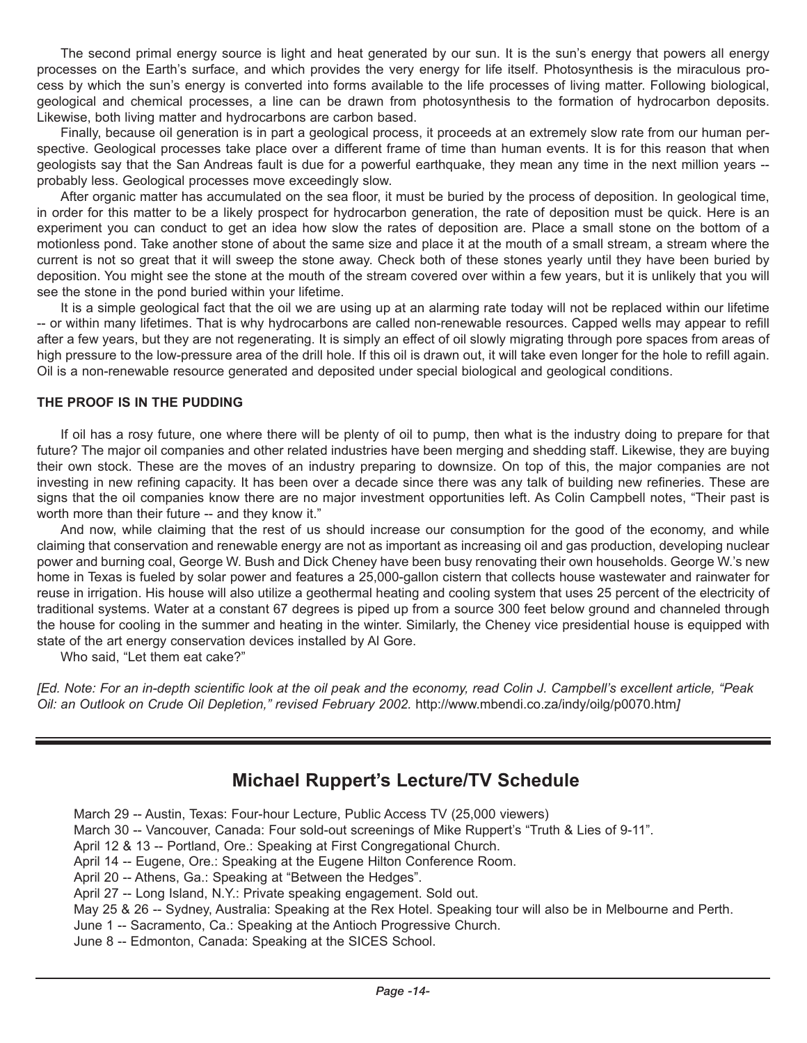The second primal energy source is light and heat generated by our sun. It is the sun's energy that powers all energy processes on the Earth's surface, and which provides the very energy for life itself. Photosynthesis is the miraculous process by which the sun's energy is converted into forms available to the life processes of living matter. Following biological, geological and chemical processes, a line can be drawn from photosynthesis to the formation of hydrocarbon deposits. Likewise, both living matter and hydrocarbons are carbon based.

Finally, because oil generation is in part a geological process, it proceeds at an extremely slow rate from our human perspective. Geological processes take place over a different frame of time than human events. It is for this reason that when geologists say that the San Andreas fault is due for a powerful earthquake, they mean any time in the next million years -- probably less. Geological processes move exceedingly slow.

After organic matter has accumulated on the sea floor, it must be buried by the process of deposition. In geological time, in order for this matter to be a likely prospect for hydrocarbon generation, the rate of deposition must be quick. Here is an experiment you can conduct to get an idea how slow the rates of deposition are. Place a small stone on the bottom of a motionless pond. Take another stone of about the same size and place it at the mouth of a small stream, a stream where the current is not so great that it will sweep the stone away. Check both of these stones yearly until they have been buried by deposition. You might see the stone at the mouth of the stream covered over within a few years, but it is unlikely that you will see the stone in the pond buried within your lifetime.

It is a simple geological fact that the oil we are using up at an alarming rate today will not be replaced within our lifetime -- or within many lifetimes. That is why hydrocarbons are called non-renewable resources. Capped wells may appear to refill after a few years, but they are not regenerating. It is simply an effect of oil slowly migrating through pore spaces from areas of high pressure to the low-pressure area of the drill hole. If this oil is drawn out, it will take even longer for the hole to refill again. Oil is a non-renewable resource generated and deposited under special biological and geological conditions.

**THE PROOF IS IN THE PUDDING**

If oil has a rosy future, one where there will be plenty of oil to pump, then what is the industry doing to prepare for that future? The major oil companies and other related industries have been merging and shedding staff. Likewise, they are buying their own stock. These are the moves of an industry preparing to downsize. On top of this, the major companies are not investing in new refining capacity. It has been over a decade since there was any talk of building new refineries. These are signs that the oil companies know there are no major investment opportunities left. As Colin Campbell notes, "Their past is worth more than their future -- and they know it."

And now, while claiming that the rest of us should increase our consumption for the good of the economy, and while claiming that conservation and renewable energy are not as important as increasing oil and gas production, developing nuclear power and burning coal, George W. Bush and Dick Cheney have been busy renovating their own households. George W.'s new home in Texas is fueled by solar power and features a 25,000-gallon cistern that collects house wastewater and rainwater for reuse in irrigation. His house will also utilize a geothermal heating and cooling system that uses 25 percent of the electricity of traditional systems. Water at a constant 67 degrees is piped up from a source 300 feet below ground and channeled through the house for cooling in the summer and heating in the winter. Similarly, the Cheney vice presidential house is equipped with state of the art energy conservation devices installed by Al Gore.

Who said, "Let them eat cake?"

*[Ed. Note: For an in-depth scientific look at the oil peak and the economy, read Colin J. Campbell's excellent article, "Peak Oil: an Outlook on Crude Oil Depletion," revised February 2002.* http://www.mbendi.co.za/indy/oilg/p0070.htm*]*

---

## Michael Ruppert's Lecture/TV Schedule

March 29 -- Austin, Texas: Four-hour Lecture, Public Access TV (25,000 viewers)
March 30 -- Vancouver, Canada: Four sold-out screenings of Mike Ruppert's "Truth & Lies of 9-11".
April 12 & 13 -- Portland, Ore.: Speaking at First Congregational Church.
April 14 -- Eugene, Ore.: Speaking at the Eugene Hilton Conference Room.
April 20 -- Athens, Ga.: Speaking at "Between the Hedges".
April 27 -- Long Island, N.Y.: Private speaking engagement. Sold out.
May 25 & 26 -- Sydney, Australia: Speaking at the Rex Hotel. Speaking tour will also be in Melbourne and Perth.
June 1 -- Sacramento, Ca.: Speaking at the Antioch Progressive Church.
June 8 -- Edmonton, Canada: Speaking at the SICES School.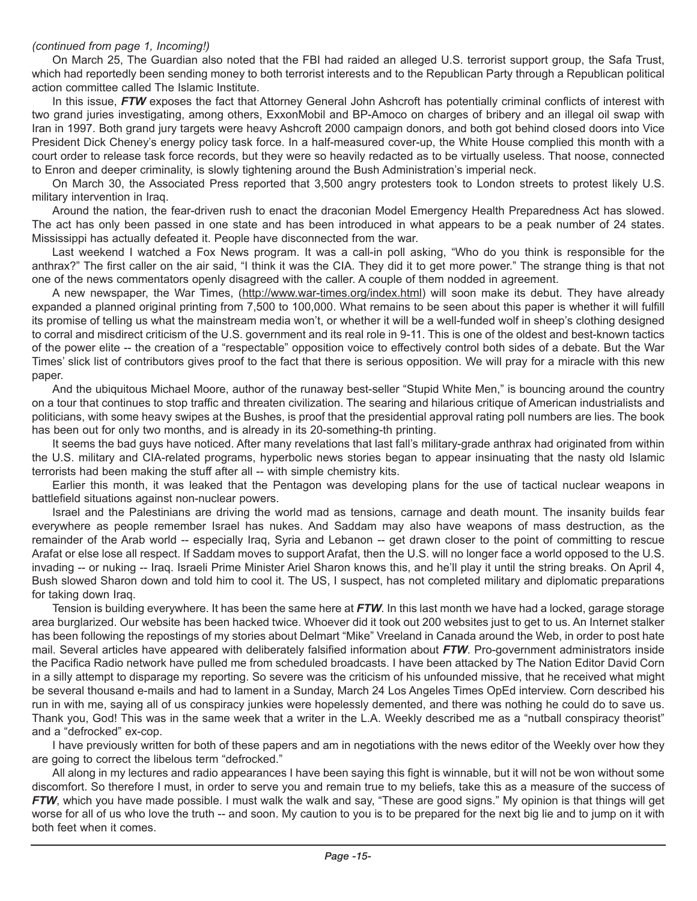*(continued from page 1, Incoming!)*

On March 25, The Guardian also noted that the FBI had raided an alleged U.S. terrorist support group, the Safa Trust, which had reportedly been sending money to both terrorist interests and to the Republican Party through a Republican political action committee called The Islamic Institute.

In this issue, ***FTW*** exposes the fact that Attorney General John Ashcroft has potentially criminal conflicts of interest with two grand juries investigating, among others, ExxonMobil and BP-Amoco on charges of bribery and an illegal oil swap with Iran in 1997. Both grand jury targets were heavy Ashcroft 2000 campaign donors, and both got behind closed doors into Vice President Dick Cheney's energy policy task force. In a half-measured cover-up, the White House complied this month with a court order to release task force records, but they were so heavily redacted as to be virtually useless. That noose, connected to Enron and deeper criminality, is slowly tightening around the Bush Administration's imperial neck.

On March 30, the Associated Press reported that 3,500 angry protesters took to London streets to protest likely U.S. military intervention in Iraq.

Around the nation, the fear-driven rush to enact the draconian Model Emergency Health Preparedness Act has slowed. The act has only been passed in one state and has been introduced in what appears to be a peak number of 24 states. Mississippi has actually defeated it. People have disconnected from the war.

Last weekend I watched a Fox News program. It was a call-in poll asking, "Who do you think is responsible for the anthrax?" The first caller on the air said, "I think it was the CIA. They did it to get more power." The strange thing is that not one of the news commentators openly disagreed with the caller. A couple of them nodded in agreement.

A new newspaper, the War Times, (http://www.war-times.org/index.html) will soon make its debut. They have already expanded a planned original printing from 7,500 to 100,000. What remains to be seen about this paper is whether it will fulfill its promise of telling us what the mainstream media won't, or whether it will be a well-funded wolf in sheep's clothing designed to corral and misdirect criticism of the U.S. government and its real role in 9-11. This is one of the oldest and best-known tactics of the power elite -- the creation of a "respectable" opposition voice to effectively control both sides of a debate. But the War Times' slick list of contributors gives proof to the fact that there is serious opposition. We will pray for a miracle with this new paper.

And the ubiquitous Michael Moore, author of the runaway best-seller "Stupid White Men," is bouncing around the country on a tour that continues to stop traffic and threaten civilization. The searing and hilarious critique of American industrialists and politicians, with some heavy swipes at the Bushes, is proof that the presidential approval rating poll numbers are lies. The book has been out for only two months, and is already in its 20-something-th printing.

It seems the bad guys have noticed. After many revelations that last fall's military-grade anthrax had originated from within the U.S. military and CIA-related programs, hyperbolic news stories began to appear insinuating that the nasty old Islamic terrorists had been making the stuff after all -- with simple chemistry kits.

Earlier this month, it was leaked that the Pentagon was developing plans for the use of tactical nuclear weapons in battlefield situations against non-nuclear powers.

Israel and the Palestinians are driving the world mad as tensions, carnage and death mount. The insanity builds fear everywhere as people remember Israel has nukes. And Saddam may also have weapons of mass destruction, as the remainder of the Arab world -- especially Iraq, Syria and Lebanon -- get drawn closer to the point of committing to rescue Arafat or else lose all respect. If Saddam moves to support Arafat, then the U.S. will no longer face a world opposed to the U.S. invading -- or nuking -- Iraq. Israeli Prime Minister Ariel Sharon knows this, and he'll play it until the string breaks. On April 4, Bush slowed Sharon down and told him to cool it. The US, I suspect, has not completed military and diplomatic preparations for taking down Iraq.

Tension is building everywhere. It has been the same here at ***FTW***. In this last month we have had a locked, garage storage area burglarized. Our website has been hacked twice. Whoever did it took out 200 websites just to get to us. An Internet stalker has been following the repostings of my stories about Delmart "Mike" Vreeland in Canada around the Web, in order to post hate mail. Several articles have appeared with deliberately falsified information about ***FTW***. Pro-government administrators inside the Pacifica Radio network have pulled me from scheduled broadcasts. I have been attacked by The Nation Editor David Corn in a silly attempt to disparage my reporting. So severe was the criticism of his unfounded missive, that he received what might be several thousand e-mails and had to lament in a Sunday, March 24 Los Angeles Times OpEd interview. Corn described his run in with me, saying all of us conspiracy junkies were hopelessly demented, and there was nothing he could do to save us. Thank you, God! This was in the same week that a writer in the L.A. Weekly described me as a "nutball conspiracy theorist" and a "defrocked" ex-cop.

I have previously written for both of these papers and am in negotiations with the news editor of the Weekly over how they are going to correct the libelous term "defrocked."

All along in my lectures and radio appearances I have been saying this fight is winnable, but it will not be won without some discomfort. So therefore I must, in order to serve you and remain true to my beliefs, take this as a measure of the success of ***FTW***, which you have made possible. I must walk the walk and say, "These are good signs." My opinion is that things will get worse for all of us who love the truth -- and soon. My caution to you is to be prepared for the next big lie and to jump on it with both feet when it comes.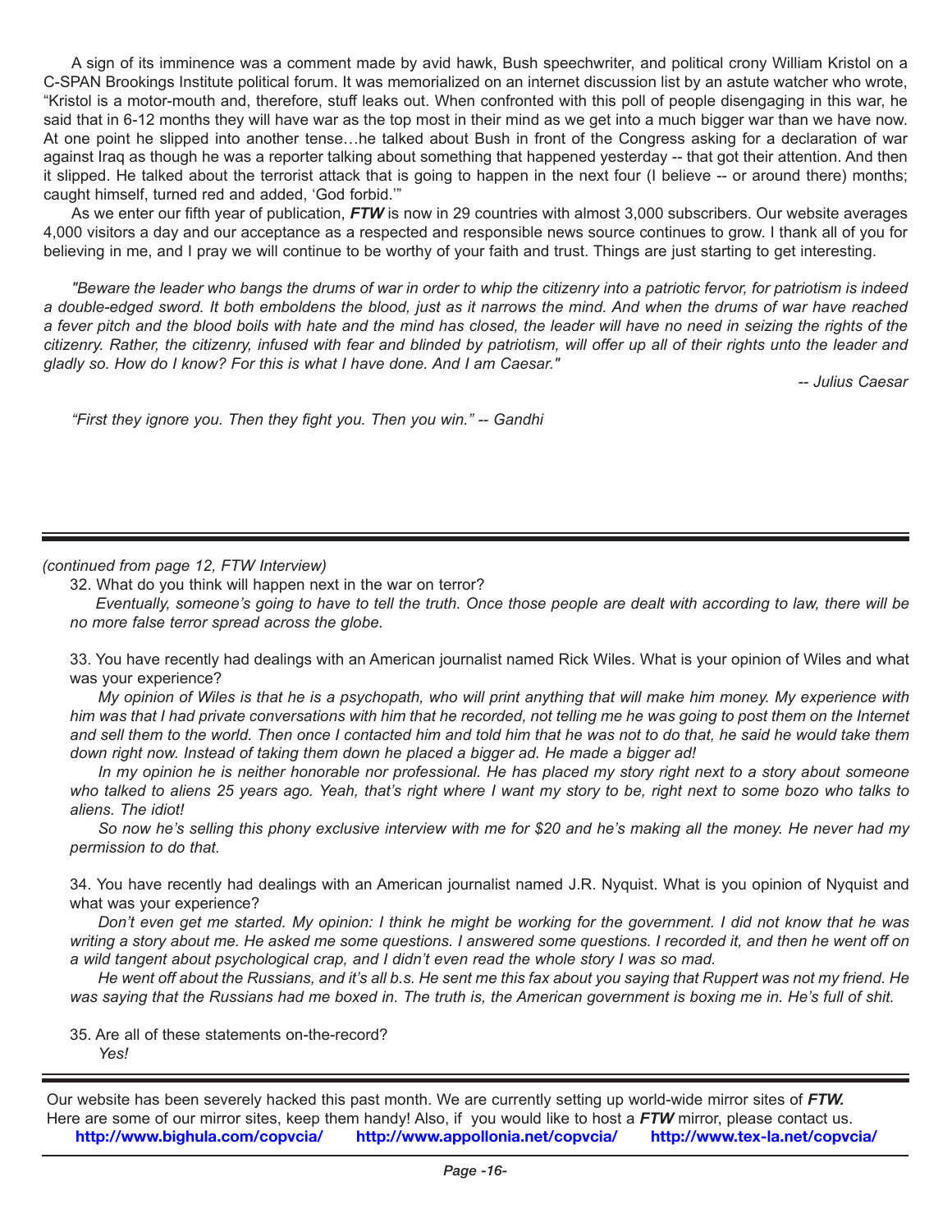A sign of its imminence was a comment made by avid hawk, Bush speechwriter, and political crony William Kristol on a C-SPAN Brookings Institute political forum. It was memorialized on an internet discussion list by an astute watcher who wrote, "Kristol is a motor-mouth and, therefore, stuff leaks out. When confronted with this poll of people disengaging in this war, he said that in 6-12 months they will have war as the top most in their mind as we get into a much bigger war than we have now. At one point he slipped into another tense…he talked about Bush in front of the Congress asking for a declaration of war against Iraq as though he was a reporter talking about something that happened yesterday -- that got their attention. And then it slipped. He talked about the terrorist attack that is going to happen in the next four (I believe -- or around there) months; caught himself, turned red and added, 'God forbid.'"

As we enter our fifth year of publication, ***FTW*** is now in 29 countries with almost 3,000 subscribers. Our website averages 4,000 visitors a day and our acceptance as a respected and responsible news source continues to grow. I thank all of you for believing in me, and I pray we will continue to be worthy of your faith and trust. Things are just starting to get interesting.

*"Beware the leader who bangs the drums of war in order to whip the citizenry into a patriotic fervor, for patriotism is indeed a double-edged sword. It both emboldens the blood, just as it narrows the mind. And when the drums of war have reached a fever pitch and the blood boils with hate and the mind has closed, the leader will have no need in seizing the rights of the citizenry. Rather, the citizenry, infused with fear and blinded by patriotism, will offer up all of their rights unto the leader and gladly so. How do I know? For this is what I have done. And I am Caesar."*

*-- Julius Caesar*

*"First they ignore you. Then they fight you. Then you win." -- Gandhi*

---

*(continued from page 12, FTW Interview)*

32. What do you think will happen next in the war on terror?

*Eventually, someone's going to have to tell the truth. Once those people are dealt with according to law, there will be no more false terror spread across the globe.*

33. You have recently had dealings with an American journalist named Rick Wiles. What is your opinion of Wiles and what was your experience?

*My opinion of Wiles is that he is a psychopath, who will print anything that will make him money. My experience with him was that I had private conversations with him that he recorded, not telling me he was going to post them on the Internet and sell them to the world. Then once I contacted him and told him that he was not to do that, he said he would take them down right now. Instead of taking them down he placed a bigger ad. He made a bigger ad!*

*In my opinion he is neither honorable nor professional. He has placed my story right next to a story about someone who talked to aliens 25 years ago. Yeah, that's right where I want my story to be, right next to some bozo who talks to aliens. The idiot!*

*So now he's selling this phony exclusive interview with me for $20 and he's making all the money. He never had my permission to do that.*

34. You have recently had dealings with an American journalist named J.R. Nyquist. What is you opinion of Nyquist and what was your experience?

*Don't even get me started. My opinion: I think he might be working for the government. I did not know that he was writing a story about me. He asked me some questions. I answered some questions. I recorded it, and then he went off on a wild tangent about psychological crap, and I didn't even read the whole story I was so mad.*

*He went off about the Russians, and it's all b.s. He sent me this fax about you saying that Ruppert was not my friend. He was saying that the Russians had me boxed in. The truth is, the American government is boxing me in. He's full of shit.*

35. Are all of these statements on-the-record?

*Yes!*

---

Our website has been severely hacked this past month. We are currently setting up world-wide mirror sites of ***FTW.***
Here are some of our mirror sites, keep them handy! Also, if you would like to host a ***FTW*** mirror, please contact us.

**http://www.bighula.com/copvcia/** **http://www.appollonia.net/copvcia/** **http://www.tex-la.net/copvcia/**